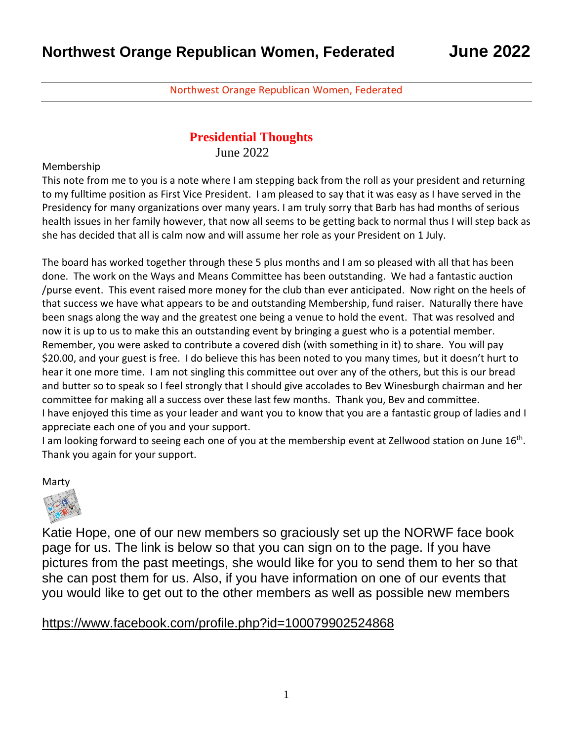# Northwest Orange Republican Women, Federated **June 2022**

Northwest Orange Republican Women, Federated

## Presidential Thoughts

June 2022

Membership

This note from me to you is a note where I am stepping back from the roll as your president and returning to my fulltime position as First Vice President. I am pleased to say that it was easy as I have served in the Presidency for many organizations over many years. I am truly sorry that Barb has had months of serious health issues in her family however, that now all seems to be getting back to normal thus I will step back as she has decided that all is calm now and will assume her role as your President on 1 July.

The board has worked together through these 5 plus months and I am so pleased with all that has been done. The work on the Ways and Means Committee has been outstanding. We had a fantastic auction /purse event. This event raised more money for the club than ever anticipated. Now right on the heels of that success we have what appears to be and outstanding Membership, fund raiser. Naturally there have been snags along the way and the greatest one being a venue to hold the event. That was resolved and now it is up to us to make this an outstanding event by bringing a guest who is a potential member. Remember, you were asked to contribute a covered dish (with something in it) to share. You will pay $20.00, and your guest is free. I do believe this has been noted to you many times, but it doesn't hurt to hear it one more time. I am not singling this committee out over any of the others, but this is our bread and butter so to speak so I feel strongly that I should give accolades to Bev Winesburgh chairman and her committee for making all a success over these last few months. Thank you, Bev and committee.

I have enjoyed this time as your leader and want you to know that you are a fantastic group of ladies and I appreciate each one of you and your support.

I am looking forward to seeing each one of you at the membership event at Zellwood station on June 16th. Thank you again for your support.

Marty

Katie Hope, one of our new members so graciously set up the NORWF face book page for us. The link is below so that you can sign on to the page. If you have pictures from the past meetings, she would like for you to send them to her so that she can post them for us. Also, if you have information on one of our events that you would like to get out to the other members as well as possible new members

https://www.facebook.com/profile.php?id=100079902524868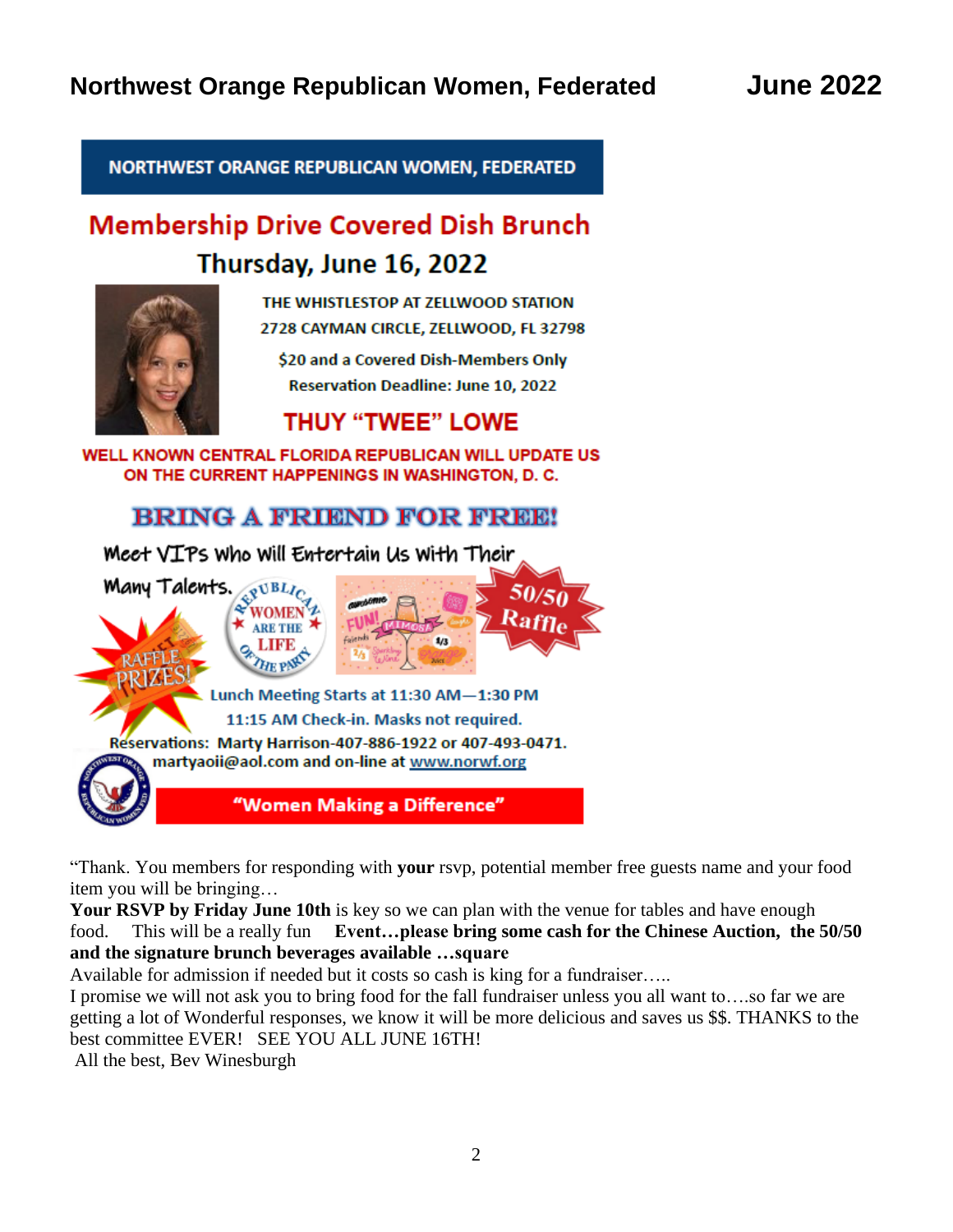# Northwest Orange Republican Women, Federated — June 2022

**NORTHWEST ORANGE REPUBLICAN WOMEN, FEDERATED**

## Membership Drive Covered Dish Brunch

### Thursday, June 16, 2022

THE WHISTLESTOP AT ZELLWOOD STATION
2728 CAYMAN CIRCLE, ZELLWOOD, FL 32798

$20 and a Covered Dish-Members Only
Reservation Deadline: June 10, 2022

**THUY "TWEE" LOWE**

**WELL KNOWN CENTRAL FLORIDA REPUBLICAN WILL UPDATE US ON THE CURRENT HAPPENINGS IN WASHINGTON, D. C.**

**BRING A FRIEND FOR FREE!**

Meet VIPs Who Will Entertain Us With Their Many Talents.

RAFFLE PRIZES!

REPUBLICAN WOMEN ARE THE LIFE OF THE PARTY

50/50 Raffle

Lunch Meeting Starts at 11:30 AM—1:30 PM
11:15 AM Check-in. Masks not required.

Reservations: Marty Harrison-407-886-1922 or 407-493-0471.
martyaoii@aol.com and on-line at www.norwf.org

**"Women Making a Difference"**

"Thank. You members for responding with **your** rsvp, potential member free guests name and your food item you will be bringing…

**Your RSVP by Friday June 10th** is key so we can plan with the venue for tables and have enough food. This will be a really fun **Event…please bring some cash for the Chinese Auction, the 50/50 and the signature brunch beverages available …square**

Available for admission if needed but it costs so cash is king for a fundraiser…..

I promise we will not ask you to bring food for the fall fundraiser unless you all want to….so far we are getting a lot of Wonderful responses, we know it will be more delicious and saves us $$. THANKS to the best committee EVER! SEE YOU ALL JUNE 16TH!

All the best, Bev Winesburgh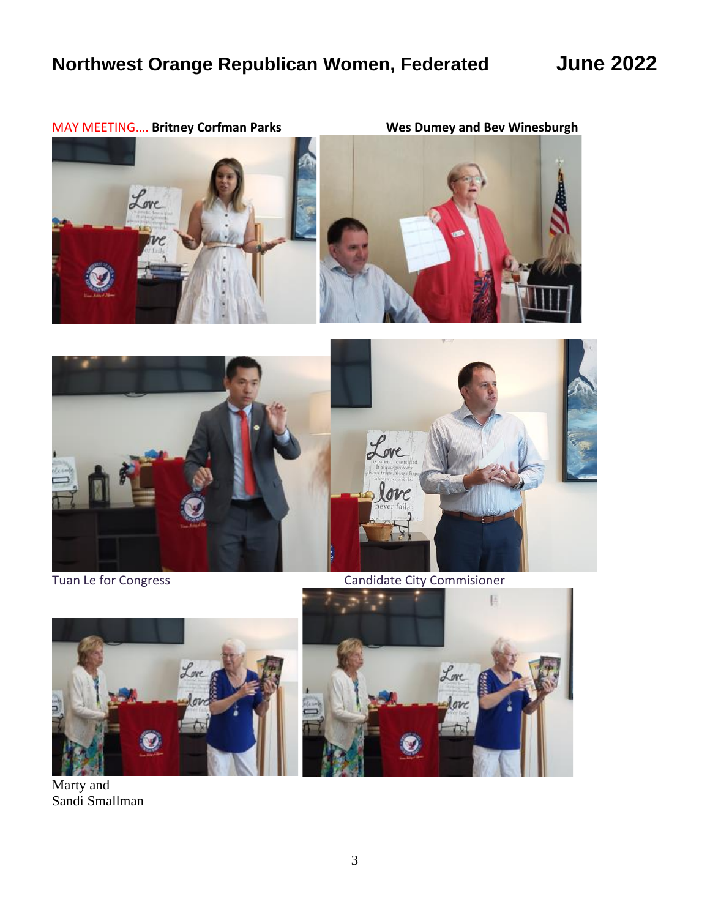MAY MEETING…. **Britney Corfman Parks** **Wes Dumey and Bev Winesburgh**

Tuan Le for Congress

Candidate City Commisioner

Marty and
Sandi Smallman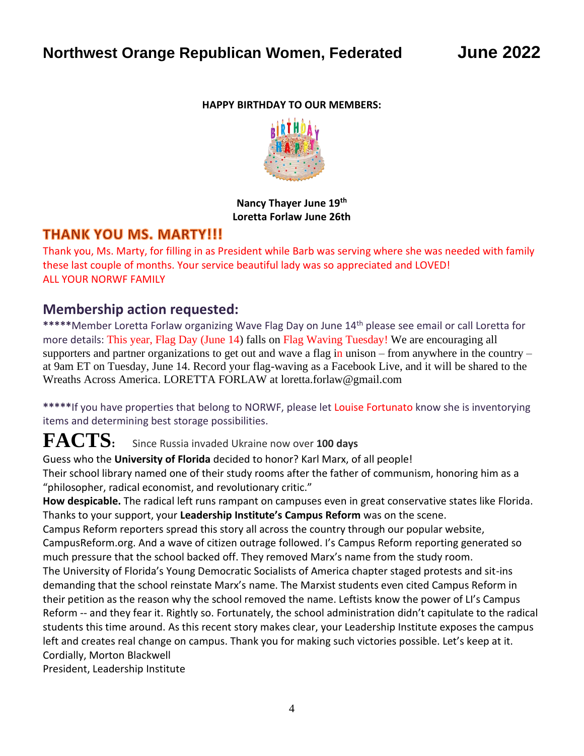# Northwest Orange Republican Women, Federated **June 2022**

**HAPPY BIRTHDAY TO OUR MEMBERS:**

**Nancy Thayer June 19th**
**Loretta Forlaw June 26th**

## THANK YOU MS. MARTY!!!

Thank you, Ms. Marty, for filling in as President while Barb was serving where she was needed with family these last couple of months. Your service beautiful lady was so appreciated and LOVED!
ALL YOUR NORWF FAMILY

## Membership action requested:

*****Member Loretta Forlaw organizing Wave Flag Day on June 14th please see email or call Loretta for more details: This year, Flag Day (June 14) falls on Flag Waving Tuesday! We are encouraging all supporters and partner organizations to get out and wave a flag in unison – from anywhere in the country – at 9am ET on Tuesday, June 14. Record your flag-waving as a Facebook Live, and it will be shared to the Wreaths Across America. LORETTA FORLAW at loretta.forlaw@gmail.com

*****If you have properties that belong to NORWF, please let Louise Fortunato know she is inventorying items and determining best storage possibilities.

**FACTS**: Since Russia invaded Ukraine now over **100 days**

Guess who the **University of Florida** decided to honor? Karl Marx, of all people!
Their school library named one of their study rooms after the father of communism, honoring him as a "philosopher, radical economist, and revolutionary critic."
**How despicable.** The radical left runs rampant on campuses even in great conservative states like Florida. Thanks to your support, your **Leadership Institute's Campus Reform** was on the scene.
Campus Reform reporters spread this story all across the country through our popular website, CampusReform.org. And a wave of citizen outrage followed. I's Campus Reform reporting generated so much pressure that the school backed off. They removed Marx's name from the study room.
The University of Florida's Young Democratic Socialists of America chapter staged protests and sit-ins demanding that the school reinstate Marx's name. The Marxist students even cited Campus Reform in their petition as the reason why the school removed the name. Leftists know the power of LI's Campus Reform -- and they fear it. Rightly so. Fortunately, the school administration didn't capitulate to the radical students this time around. As this recent story makes clear, your Leadership Institute exposes the campus left and creates real change on campus. Thank you for making such victories possible. Let's keep at it.
Cordially, Morton Blackwell
President, Leadership Institute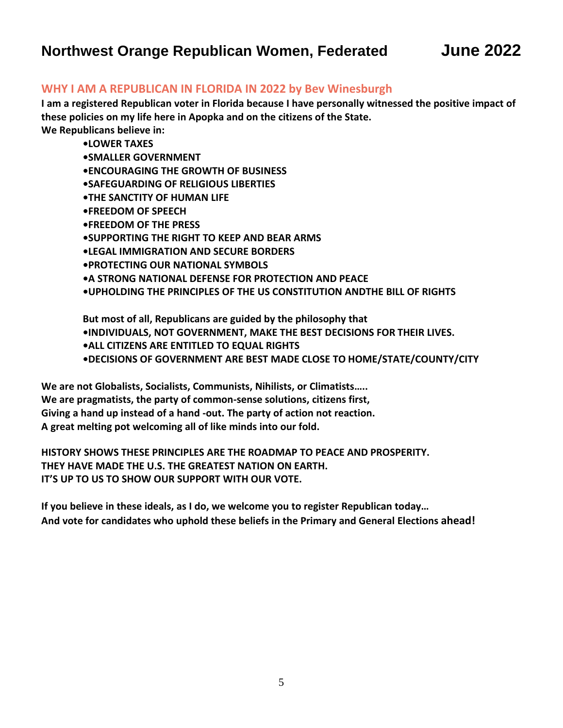# Northwest Orange Republican Women, Federated — June 2022

## WHY I AM A REPUBLICAN IN FLORIDA IN 2022 by Bev Winesburgh

**I am a registered Republican voter in Florida because I have personally witnessed the positive impact of these policies on my life here in Apopka and on the citizens of the State.**

**We Republicans believe in:**

- **LOWER TAXES**
- **SMALLER GOVERNMENT**
- **ENCOURAGING THE GROWTH OF BUSINESS**
- **SAFEGUARDING OF RELIGIOUS LIBERTIES**
- **THE SANCTITY OF HUMAN LIFE**
- **FREEDOM OF SPEECH**
- **FREEDOM OF THE PRESS**
- **SUPPORTING THE RIGHT TO KEEP AND BEAR ARMS**
- **LEGAL IMMIGRATION AND SECURE BORDERS**
- **PROTECTING OUR NATIONAL SYMBOLS**
- **A STRONG NATIONAL DEFENSE FOR PROTECTION AND PEACE**
- **UPHOLDING THE PRINCIPLES OF THE US CONSTITUTION ANDTHE BILL OF RIGHTS**

**But most of all, Republicans are guided by the philosophy that**

- **INDIVIDUALS, NOT GOVERNMENT, MAKE THE BEST DECISIONS FOR THEIR LIVES.**
- **ALL CITIZENS ARE ENTITLED TO EQUAL RIGHTS**
- **DECISIONS OF GOVERNMENT ARE BEST MADE CLOSE TO HOME/STATE/COUNTY/CITY**

**We are not Globalists, Socialists, Communists, Nihilists, or Climatists…..**
**We are pragmatists, the party of common-sense solutions, citizens first,**
**Giving a hand up instead of a hand -out. The party of action not reaction.**
**A great melting pot welcoming all of like minds into our fold.**

**HISTORY SHOWS THESE PRINCIPLES ARE THE ROADMAP TO PEACE AND PROSPERITY.**
**THEY HAVE MADE THE U.S. THE GREATEST NATION ON EARTH.**
**IT'S UP TO US TO SHOW OUR SUPPORT WITH OUR VOTE.**

**If you believe in these ideals, as I do, we welcome you to register Republican today…**
**And vote for candidates who uphold these beliefs in the Primary and General Elections ahead!**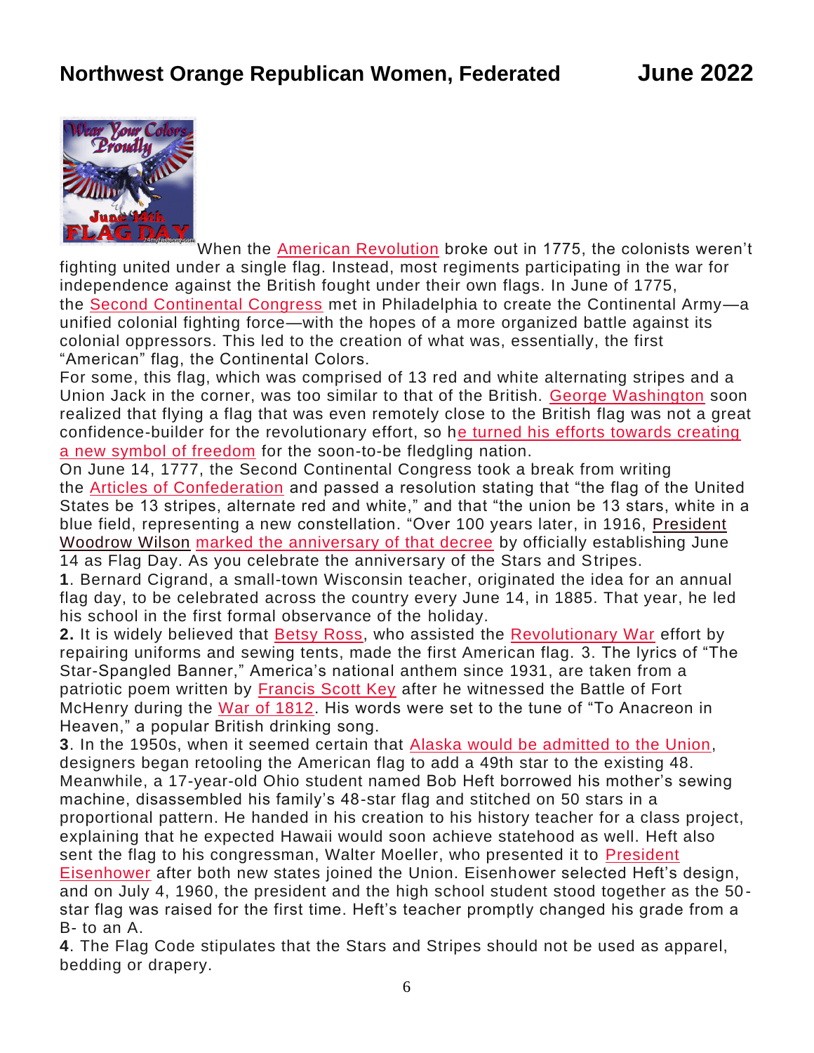When the American Revolution broke out in 1775, the colonists weren't fighting united under a single flag. Instead, most regiments participating in the war for independence against the British fought under their own flags. In June of 1775, the Second Continental Congress met in Philadelphia to create the Continental Army—a unified colonial fighting force—with the hopes of a more organized battle against its colonial oppressors. This led to the creation of what was, essentially, the first "American" flag, the Continental Colors.

For some, this flag, which was comprised of 13 red and white alternating stripes and a Union Jack in the corner, was too similar to that of the British. George Washington soon realized that flying a flag that was even remotely close to the British flag was not a great confidence-builder for the revolutionary effort, so he turned his efforts towards creating a new symbol of freedom for the soon-to-be fledgling nation.

On June 14, 1777, the Second Continental Congress took a break from writing the Articles of Confederation and passed a resolution stating that "the flag of the United States be 13 stripes, alternate red and white," and that "the union be 13 stars, white in a blue field, representing a new constellation. "Over 100 years later, in 1916, President Woodrow Wilson marked the anniversary of that decree by officially establishing June 14 as Flag Day. As you celebrate the anniversary of the Stars and Stripes.

**1**. Bernard Cigrand, a small-town Wisconsin teacher, originated the idea for an annual flag day, to be celebrated across the country every June 14, in 1885. That year, he led his school in the first formal observance of the holiday.

**2.** It is widely believed that Betsy Ross, who assisted the Revolutionary War effort by repairing uniforms and sewing tents, made the first American flag. 3. The lyrics of "The Star-Spangled Banner," America's national anthem since 1931, are taken from a patriotic poem written by Francis Scott Key after he witnessed the Battle of Fort McHenry during the War of 1812. His words were set to the tune of "To Anacreon in Heaven," a popular British drinking song.

**3**. In the 1950s, when it seemed certain that Alaska would be admitted to the Union, designers began retooling the American flag to add a 49th star to the existing 48. Meanwhile, a 17-year-old Ohio student named Bob Heft borrowed his mother's sewing machine, disassembled his family's 48-star flag and stitched on 50 stars in a proportional pattern. He handed in his creation to his history teacher for a class project, explaining that he expected Hawaii would soon achieve statehood as well. Heft also sent the flag to his congressman, Walter Moeller, who presented it to President Eisenhower after both new states joined the Union. Eisenhower selected Heft's design, and on July 4, 1960, the president and the high school student stood together as the 50-star flag was raised for the first time. Heft's teacher promptly changed his grade from a B- to an A.

**4**. The Flag Code stipulates that the Stars and Stripes should not be used as apparel, bedding or drapery.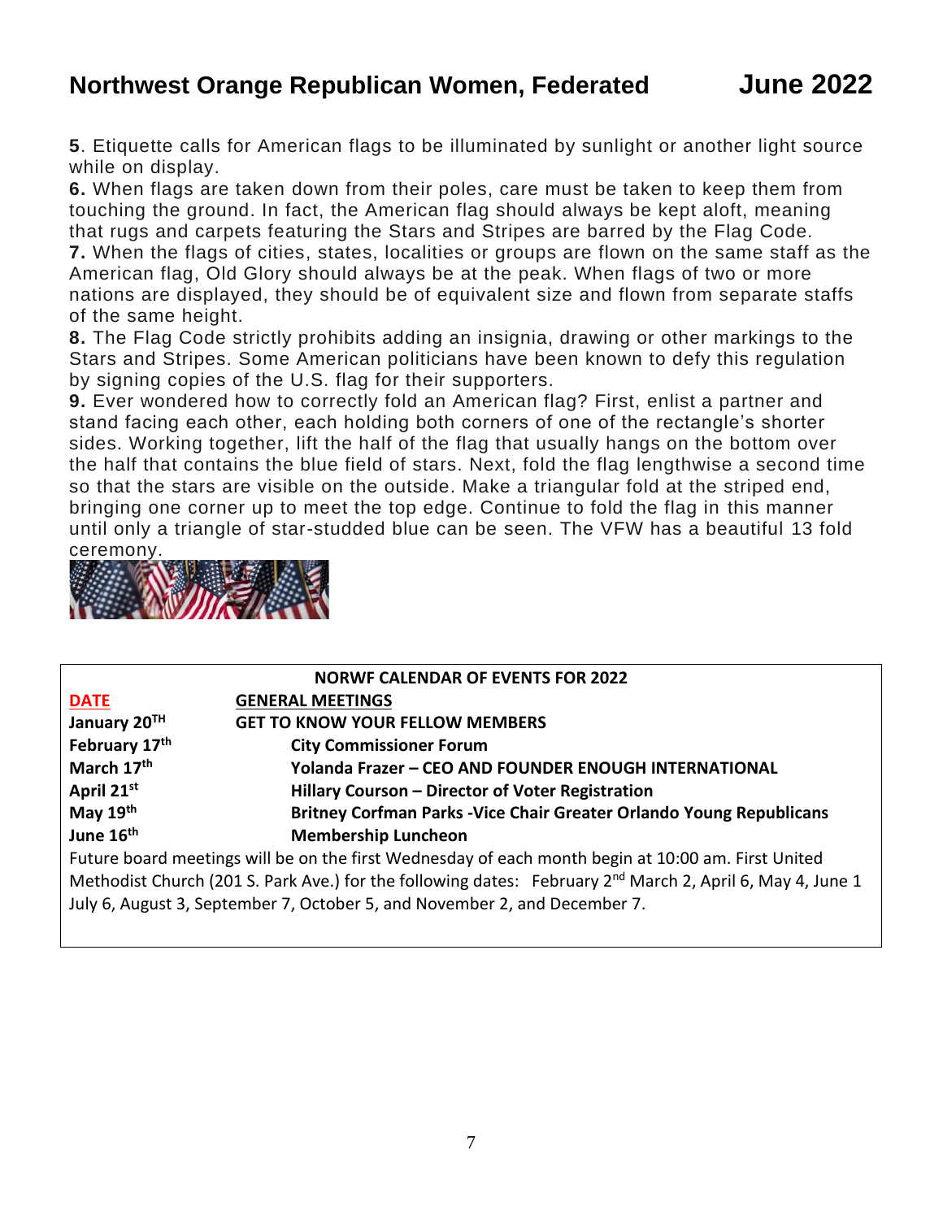**5**. Etiquette calls for American flags to be illuminated by sunlight or another light source while on display.

**6.** When flags are taken down from their poles, care must be taken to keep them from touching the ground. In fact, the American flag should always be kept aloft, meaning that rugs and carpets featuring the Stars and Stripes are barred by the Flag Code.

**7.** When the flags of cities, states, localities or groups are flown on the same staff as the American flag, Old Glory should always be at the peak. When flags of two or more nations are displayed, they should be of equivalent size and flown from separate staffs of the same height.

**8.** The Flag Code strictly prohibits adding an insignia, drawing or other markings to the Stars and Stripes. Some American politicians have been known to defy this regulation by signing copies of the U.S. flag for their supporters.

**9.** Ever wondered how to correctly fold an American flag? First, enlist a partner and stand facing each other, each holding both corners of one of the rectangle's shorter sides. Working together, lift the half of the flag that usually hangs on the bottom over the half that contains the blue field of stars. Next, fold the flag lengthwise a second time so that the stars are visible on the outside. Make a triangular fold at the striped end, bringing one corner up to meet the top edge. Continue to fold the flag in this manner until only a triangle of star-studded blue can be seen. The VFW has a beautiful 13 fold ceremony.

**NORWF CALENDAR OF EVENTS FOR 2022**

| DATE | GENERAL MEETINGS |
|---|---|
| **January 20TH** | **GET TO KNOW YOUR FELLOW MEMBERS** |
| **February 17th** | **City Commissioner Forum** |
| **March 17th** | **Yolanda Frazer – CEO AND FOUNDER ENOUGH INTERNATIONAL** |
| **April 21st** | **Hillary Courson – Director of Voter Registration** |
| **May 19th** | **Britney Corfman Parks -Vice Chair Greater Orlando Young Republicans** |
| **June 16th** | **Membership Luncheon** |

Future board meetings will be on the first Wednesday of each month begin at 10:00 am. First United Methodist Church (201 S. Park Ave.) for the following dates: February 2nd March 2, April 6, May 4, June 1 July 6, August 3, September 7, October 5, and November 2, and December 7.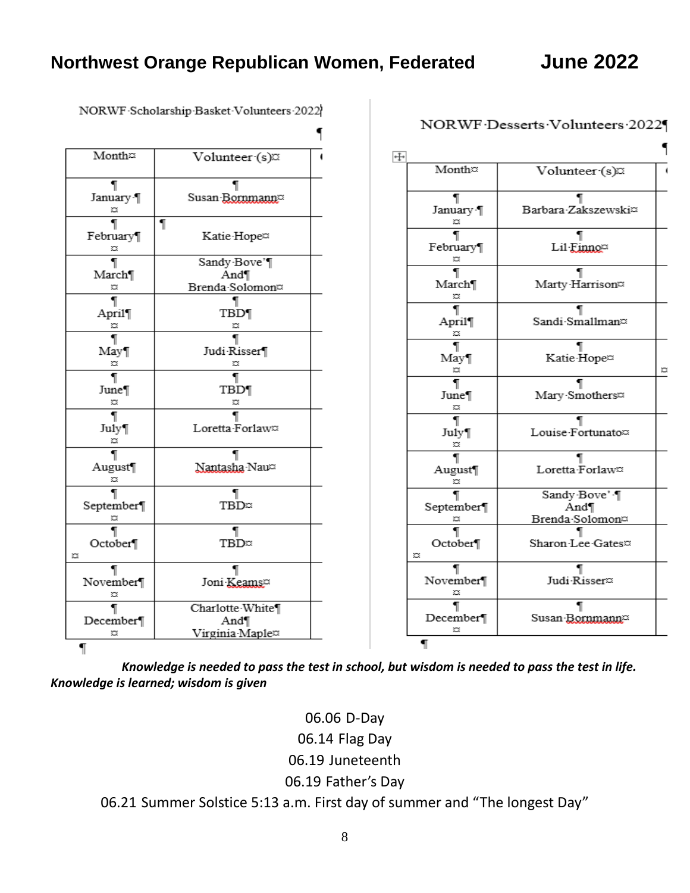NORWF Scholarship Basket Volunteers 2022

| Month | Volunteer (s) |
|---|---|
| January | Susan Bornmann |
| February | Katie Hope |
| March | Sandy Bove' And Brenda Solomon |
| April | TBD |
| May | Judi Risser |
| June | TBD |
| July | Loretta Forlaw |
| August | Nantasha Nau |
| September | TBD |
| October | TBD |
| November | Joni Keams |
| December | Charlotte White And Virginia Maple |

NORWF Desserts Volunteers 2022

| Month | Volunteer (s) |
|---|---|
| January | Barbara Zakszewski |
| February | Lil Finno |
| March | Marty Harrison |
| April | Sandi Smallman |
| May | Katie Hope |
| June | Mary Smothers |
| July | Louise Fortunato |
| August | Loretta Forlaw |
| September | Sandy Bove' And Brenda Solomon |
| October | Sharon Lee Gates |
| November | Judi Risser |
| December | Susan Bornmann |

***Knowledge is needed to pass the test in school, but wisdom is needed to pass the test in life. Knowledge is learned; wisdom is given***

06.06 D-Day

06.14 Flag Day

06.19 Juneteenth

06.19 Father's Day

06.21 Summer Solstice 5:13 a.m. First day of summer and "The longest Day"